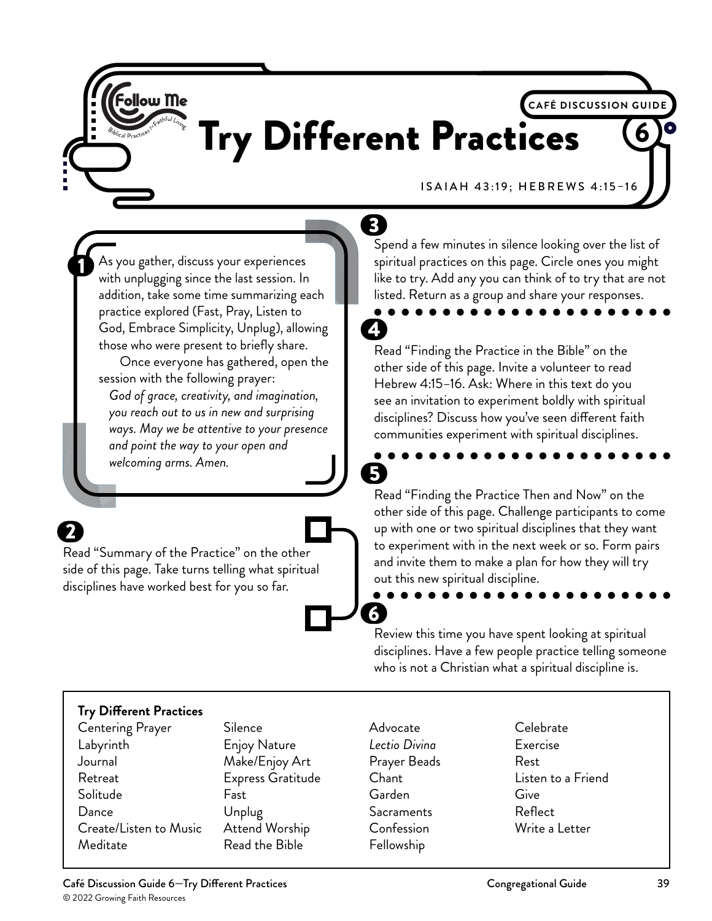CAFÉ DISCUSSION GUIDE 6

# Try Different Practices

ISAIAH 43:19; HEBREWS 4:15–16

**1**

As you gather, discuss your experiences with unplugging since the last session. In addition, take some time summarizing each practice explored (Fast, Pray, Listen to God, Embrace Simplicity, Unplug), allowing those who were present to briefly share.

Once everyone has gathered, open the session with the following prayer:

*God of grace, creativity, and imagination, you reach out to us in new and surprising ways. May we be attentive to your presence and point the way to your open and welcoming arms. Amen.*

**2**

Read "Summary of the Practice" on the other side of this page. Take turns telling what spiritual disciplines have worked best for you so far.

**3**

Spend a few minutes in silence looking over the list of spiritual practices on this page. Circle ones you might like to try. Add any you can think of to try that are not listed. Return as a group and share your responses.

**4**

Read "Finding the Practice in the Bible" on the other side of this page. Invite a volunteer to read Hebrew 4:15–16. Ask: Where in this text do you see an invitation to experiment boldly with spiritual disciplines? Discuss how you've seen different faith communities experiment with spiritual disciplines.

**5**

Read "Finding the Practice Then and Now" on the other side of this page. Challenge participants to come up with one or two spiritual disciplines that they want to experiment with in the next week or so. Form pairs and invite them to make a plan for how they will try out this new spiritual discipline.

**6**

Review this time you have spent looking at spiritual disciplines. Have a few people practice telling someone who is not a Christian what a spiritual discipline is.

**Try Different Practices**

| | | | |
|---|---|---|---|
| Centering Prayer | Silence | Advocate | Celebrate |
| Labyrinth | Enjoy Nature | *Lectio Divina* | Exercise |
| Journal | Make/Enjoy Art | Prayer Beads | Rest |
| Retreat | Express Gratitude | Chant | Listen to a Friend |
| Solitude | Fast | Garden | Give |
| Dance | Unplug | Sacraments | Reflect |
| Create/Listen to Music | Attend Worship | Confession | Write a Letter |
| Meditate | Read the Bible | Fellowship | |

© 2022 Growing Faith Resources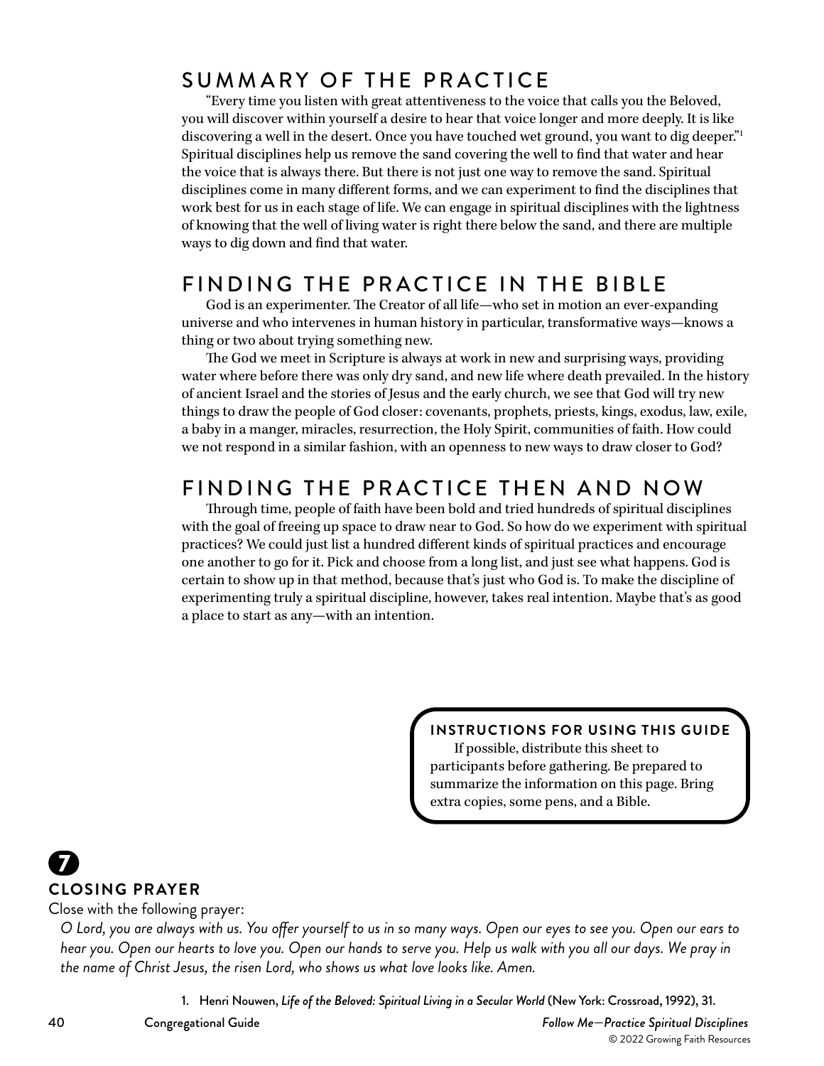## SUMMARY OF THE PRACTICE

"Every time you listen with great attentiveness to the voice that calls you the Beloved, you will discover within yourself a desire to hear that voice longer and more deeply. It is like discovering a well in the desert. Once you have touched wet ground, you want to dig deeper."[1] Spiritual disciplines help us remove the sand covering the well to find that water and hear the voice that is always there. But there is not just one way to remove the sand. Spiritual disciplines come in many different forms, and we can experiment to find the disciplines that work best for us in each stage of life. We can engage in spiritual disciplines with the lightness of knowing that the well of living water is right there below the sand, and there are multiple ways to dig down and find that water.

## FINDING THE PRACTICE IN THE BIBLE

God is an experimenter. The Creator of all life—who set in motion an ever-expanding universe and who intervenes in human history in particular, transformative ways—knows a thing or two about trying something new.

The God we meet in Scripture is always at work in new and surprising ways, providing water where before there was only dry sand, and new life where death prevailed. In the history of ancient Israel and the stories of Jesus and the early church, we see that God will try new things to draw the people of God closer: covenants, prophets, priests, kings, exodus, law, exile, a baby in a manger, miracles, resurrection, the Holy Spirit, communities of faith. How could we not respond in a similar fashion, with an openness to new ways to draw closer to God?

## FINDING THE PRACTICE THEN AND NOW

Through time, people of faith have been bold and tried hundreds of spiritual disciplines with the goal of freeing up space to draw near to God. So how do we experiment with spiritual practices? We could just list a hundred different kinds of spiritual practices and encourage one another to go for it. Pick and choose from a long list, and just see what happens. God is certain to show up in that method, because that's just who God is. To make the discipline of experimenting truly a spiritual discipline, however, takes real intention. Maybe that's as good a place to start as any—with an intention.

**INSTRUCTIONS FOR USING THIS GUIDE**

If possible, distribute this sheet to participants before gathering. Be prepared to summarize the information on this page. Bring extra copies, some pens, and a Bible.

**7**

**CLOSING PRAYER**

Close with the following prayer:

*O Lord, you are always with us. You offer yourself to us in so many ways. Open our eyes to see you. Open our ears to hear you. Open our hearts to love you. Open our hands to serve you. Help us walk with you all our days. We pray in the name of Christ Jesus, the risen Lord, who shows us what love looks like. Amen.*

1. Henri Nouwen, *Life of the Beloved: Spiritual Living in a Secular World* (New York: Crossroad, 1992), 31.